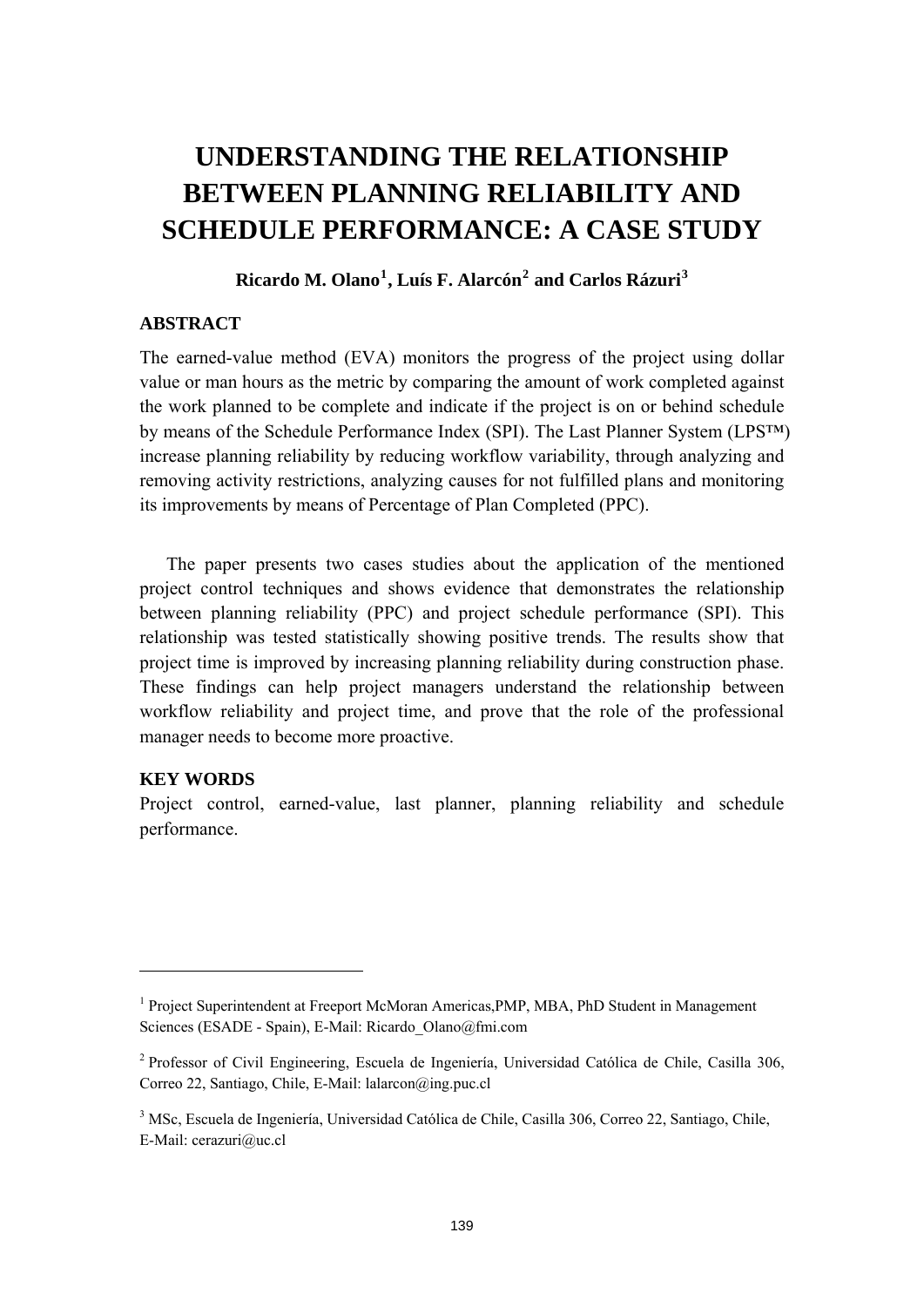# UNDERSTANDING THE RELATIONSHIP BETWEEN PLANNING RELIABILITY AND SCHEDULE PERFORMANCE: A CASE STUDY

**Ricardo M. Olano[1], Luís F. Alarcón[2] and Carlos Rázuri[3]**

## ABSTRACT

The earned-value method (EVA) monitors the progress of the project using dollar value or man hours as the metric by comparing the amount of work completed against the work planned to be complete and indicate if the project is on or behind schedule by means of the Schedule Performance Index (SPI). The Last Planner System (LPS™) increase planning reliability by reducing workflow variability, through analyzing and removing activity restrictions, analyzing causes for not fulfilled plans and monitoring its improvements by means of Percentage of Plan Completed (PPC).

The paper presents two cases studies about the application of the mentioned project control techniques and shows evidence that demonstrates the relationship between planning reliability (PPC) and project schedule performance (SPI). This relationship was tested statistically showing positive trends. The results show that project time is improved by increasing planning reliability during construction phase. These findings can help project managers understand the relationship between workflow reliability and project time, and prove that the role of the professional manager needs to become more proactive.

## KEY WORDS

Project control, earned-value, last planner, planning reliability and schedule performance.

---

[1] Project Superintendent at Freeport McMoran Americas,PMP, MBA, PhD Student in Management Sciences (ESADE - Spain), E-Mail: Ricardo_Olano@fmi.com

[2] Professor of Civil Engineering, Escuela de Ingeniería, Universidad Católica de Chile, Casilla 306, Correo 22, Santiago, Chile, E-Mail: lalarcon@ing.puc.cl

[3] MSc, Escuela de Ingeniería, Universidad Católica de Chile, Casilla 306, Correo 22, Santiago, Chile, E-Mail: cerazuri@uc.cl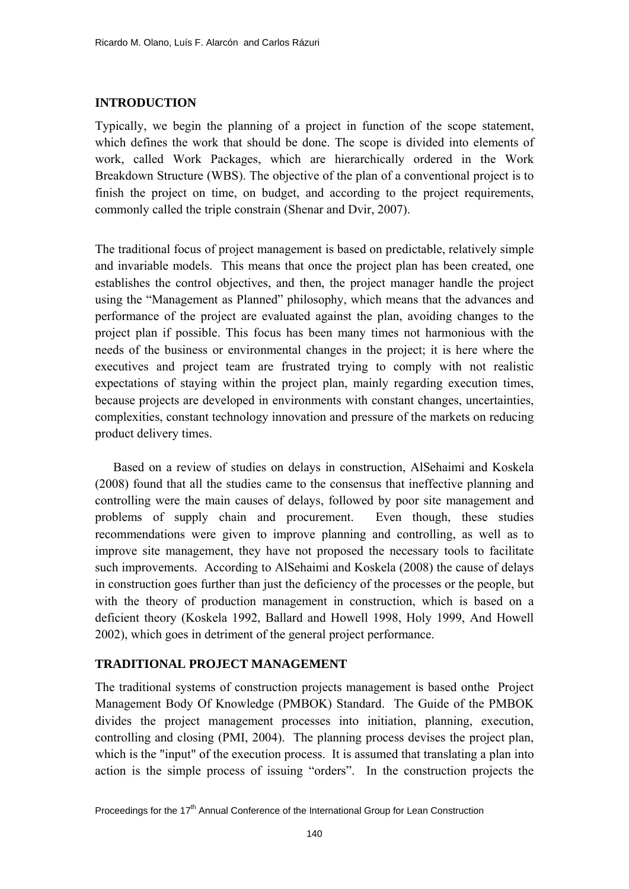## INTRODUCTION

Typically, we begin the planning of a project in function of the scope statement, which defines the work that should be done. The scope is divided into elements of work, called Work Packages, which are hierarchically ordered in the Work Breakdown Structure (WBS). The objective of the plan of a conventional project is to finish the project on time, on budget, and according to the project requirements, commonly called the triple constrain (Shenar and Dvir, 2007).

The traditional focus of project management is based on predictable, relatively simple and invariable models. This means that once the project plan has been created, one establishes the control objectives, and then, the project manager handle the project using the "Management as Planned" philosophy, which means that the advances and performance of the project are evaluated against the plan, avoiding changes to the project plan if possible. This focus has been many times not harmonious with the needs of the business or environmental changes in the project; it is here where the executives and project team are frustrated trying to comply with not realistic expectations of staying within the project plan, mainly regarding execution times, because projects are developed in environments with constant changes, uncertainties, complexities, constant technology innovation and pressure of the markets on reducing product delivery times.

Based on a review of studies on delays in construction, AlSehaimi and Koskela (2008) found that all the studies came to the consensus that ineffective planning and controlling were the main causes of delays, followed by poor site management and problems of supply chain and procurement. Even though, these studies recommendations were given to improve planning and controlling, as well as to improve site management, they have not proposed the necessary tools to facilitate such improvements. According to AlSehaimi and Koskela (2008) the cause of delays in construction goes further than just the deficiency of the processes or the people, but with the theory of production management in construction, which is based on a deficient theory (Koskela 1992, Ballard and Howell 1998, Holy 1999, And Howell 2002), which goes in detriment of the general project performance.

## TRADITIONAL PROJECT MANAGEMENT

The traditional systems of construction projects management is based onthe Project Management Body Of Knowledge (PMBOK) Standard. The Guide of the PMBOK divides the project management processes into initiation, planning, execution, controlling and closing (PMI, 2004). The planning process devises the project plan, which is the "input" of the execution process. It is assumed that translating a plan into action is the simple process of issuing "orders". In the construction projects the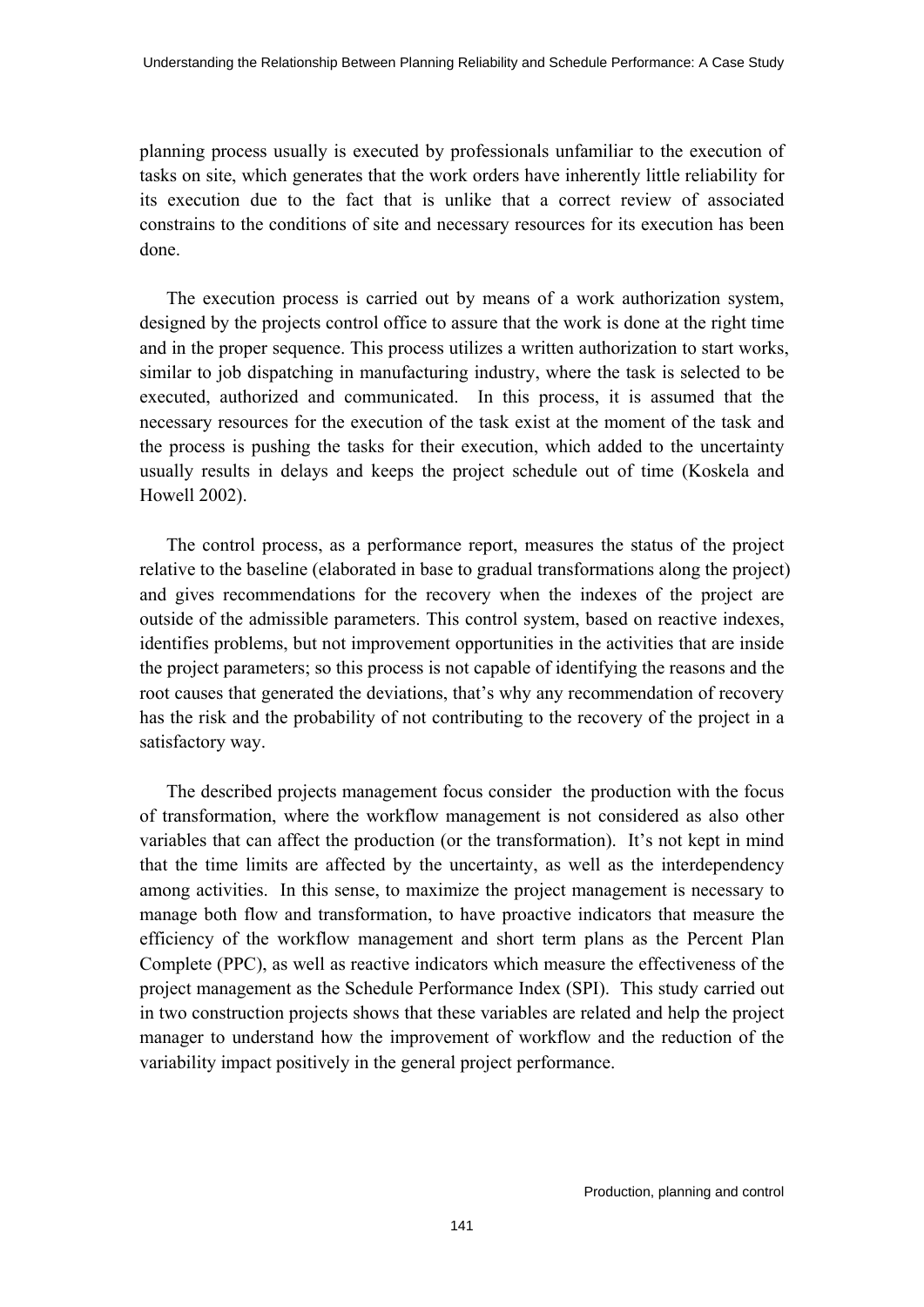planning process usually is executed by professionals unfamiliar to the execution of tasks on site, which generates that the work orders have inherently little reliability for its execution due to the fact that is unlike that a correct review of associated constrains to the conditions of site and necessary resources for its execution has been done.

The execution process is carried out by means of a work authorization system, designed by the projects control office to assure that the work is done at the right time and in the proper sequence. This process utilizes a written authorization to start works, similar to job dispatching in manufacturing industry, where the task is selected to be executed, authorized and communicated. In this process, it is assumed that the necessary resources for the execution of the task exist at the moment of the task and the process is pushing the tasks for their execution, which added to the uncertainty usually results in delays and keeps the project schedule out of time (Koskela and Howell 2002).

The control process, as a performance report, measures the status of the project relative to the baseline (elaborated in base to gradual transformations along the project) and gives recommendations for the recovery when the indexes of the project are outside of the admissible parameters. This control system, based on reactive indexes, identifies problems, but not improvement opportunities in the activities that are inside the project parameters; so this process is not capable of identifying the reasons and the root causes that generated the deviations, that's why any recommendation of recovery has the risk and the probability of not contributing to the recovery of the project in a satisfactory way.

The described projects management focus consider the production with the focus of transformation, where the workflow management is not considered as also other variables that can affect the production (or the transformation). It's not kept in mind that the time limits are affected by the uncertainty, as well as the interdependency among activities. In this sense, to maximize the project management is necessary to manage both flow and transformation, to have proactive indicators that measure the efficiency of the workflow management and short term plans as the Percent Plan Complete (PPC), as well as reactive indicators which measure the effectiveness of the project management as the Schedule Performance Index (SPI). This study carried out in two construction projects shows that these variables are related and help the project manager to understand how the improvement of workflow and the reduction of the variability impact positively in the general project performance.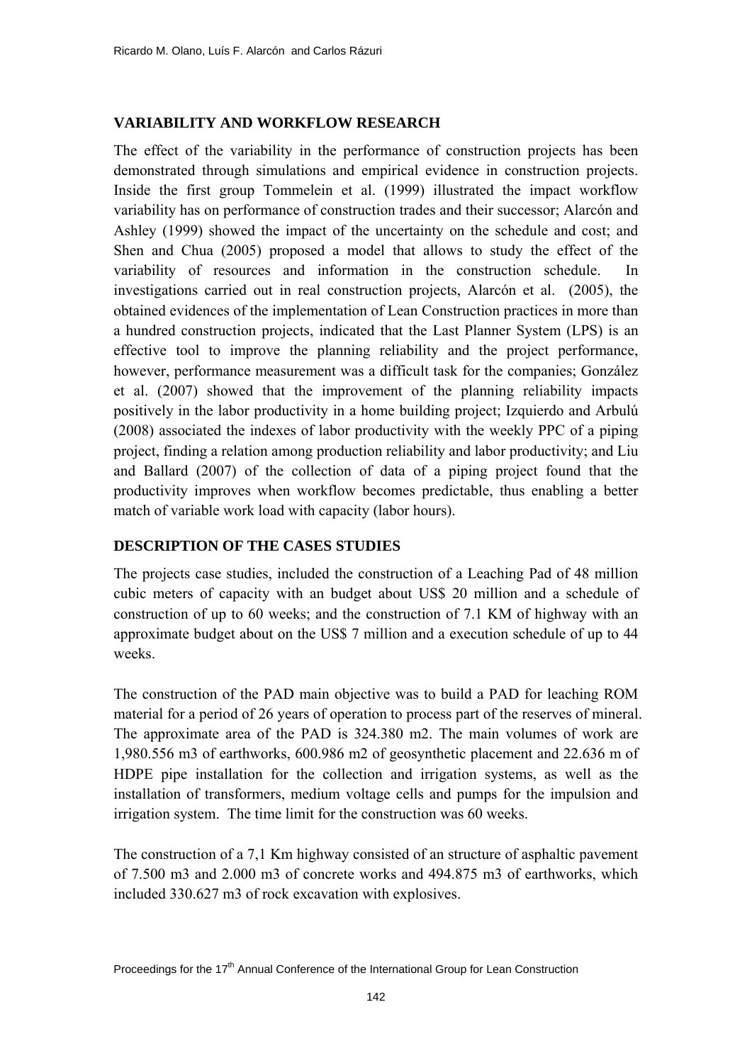## VARIABILITY AND WORKFLOW RESEARCH

The effect of the variability in the performance of construction projects has been demonstrated through simulations and empirical evidence in construction projects. Inside the first group Tommelein et al. (1999) illustrated the impact workflow variability has on performance of construction trades and their successor; Alarcón and Ashley (1999) showed the impact of the uncertainty on the schedule and cost; and Shen and Chua (2005) proposed a model that allows to study the effect of the variability of resources and information in the construction schedule. In investigations carried out in real construction projects, Alarcón et al. (2005), the obtained evidences of the implementation of Lean Construction practices in more than a hundred construction projects, indicated that the Last Planner System (LPS) is an effective tool to improve the planning reliability and the project performance, however, performance measurement was a difficult task for the companies; González et al. (2007) showed that the improvement of the planning reliability impacts positively in the labor productivity in a home building project; Izquierdo and Arbulú (2008) associated the indexes of labor productivity with the weekly PPC of a piping project, finding a relation among production reliability and labor productivity; and Liu and Ballard (2007) of the collection of data of a piping project found that the productivity improves when workflow becomes predictable, thus enabling a better match of variable work load with capacity (labor hours).

## DESCRIPTION OF THE CASES STUDIES

The projects case studies, included the construction of a Leaching Pad of 48 million cubic meters of capacity with an budget about US$ 20 million and a schedule of construction of up to 60 weeks; and the construction of 7.1 KM of highway with an approximate budget about on the US$ 7 million and a execution schedule of up to 44 weeks.

The construction of the PAD main objective was to build a PAD for leaching ROM material for a period of 26 years of operation to process part of the reserves of mineral. The approximate area of the PAD is 324.380 m2. The main volumes of work are 1,980.556 m3 of earthworks, 600.986 m2 of geosynthetic placement and 22.636 m of HDPE pipe installation for the collection and irrigation systems, as well as the installation of transformers, medium voltage cells and pumps for the impulsion and irrigation system. The time limit for the construction was 60 weeks.

The construction of a 7,1 Km highway consisted of an structure of asphaltic pavement of 7.500 m3 and 2.000 m3 of concrete works and 494.875 m3 of earthworks, which included 330.627 m3 of rock excavation with explosives.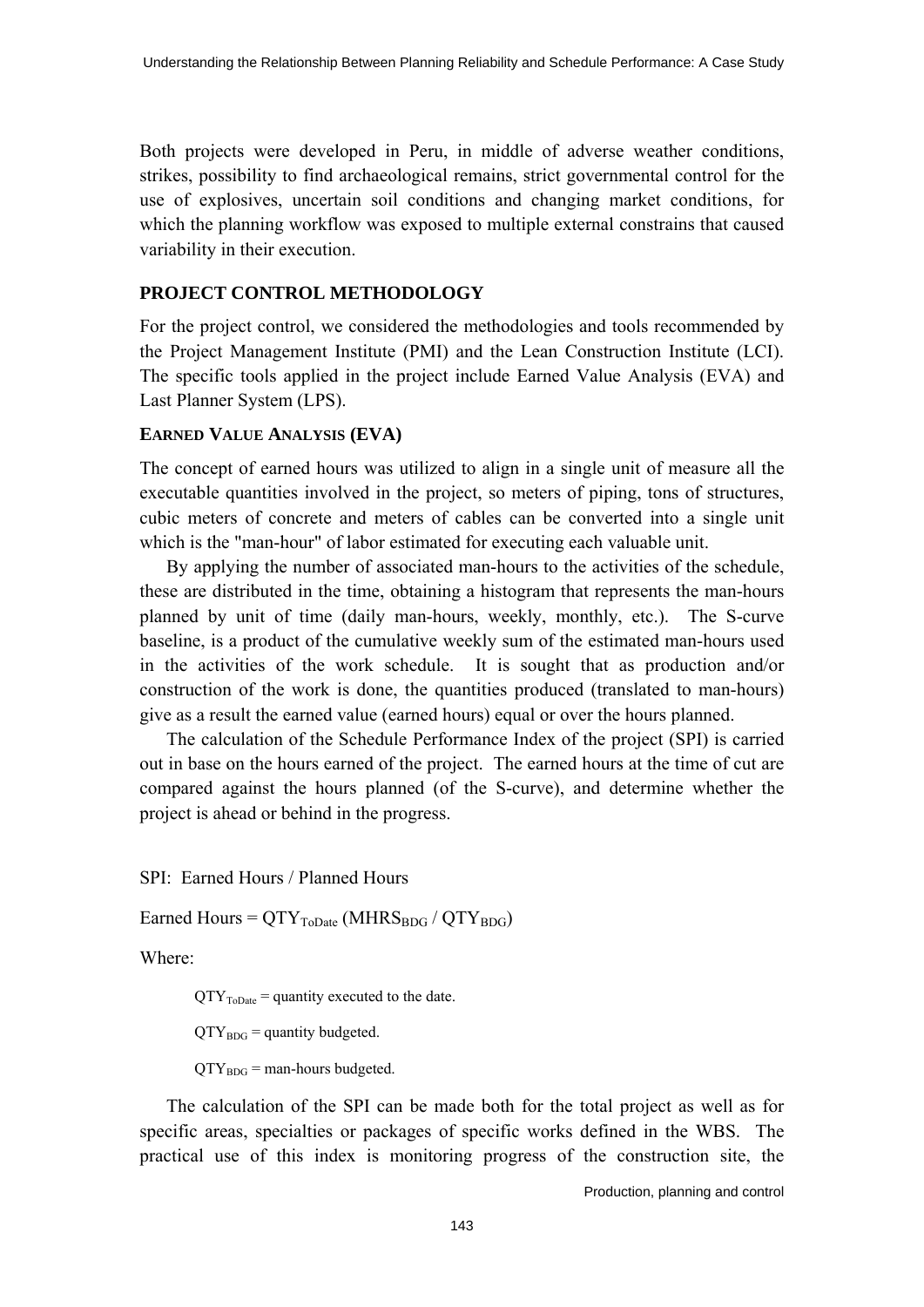Both projects were developed in Peru, in middle of adverse weather conditions, strikes, possibility to find archaeological remains, strict governmental control for the use of explosives, uncertain soil conditions and changing market conditions, for which the planning workflow was exposed to multiple external constrains that caused variability in their execution.

## PROJECT CONTROL METHODOLOGY

For the project control, we considered the methodologies and tools recommended by the Project Management Institute (PMI) and the Lean Construction Institute (LCI). The specific tools applied in the project include Earned Value Analysis (EVA) and Last Planner System (LPS).

### EARNED VALUE ANALYSIS (EVA)

The concept of earned hours was utilized to align in a single unit of measure all the executable quantities involved in the project, so meters of piping, tons of structures, cubic meters of concrete and meters of cables can be converted into a single unit which is the "man-hour" of labor estimated for executing each valuable unit.

By applying the number of associated man-hours to the activities of the schedule, these are distributed in the time, obtaining a histogram that represents the man-hours planned by unit of time (daily man-hours, weekly, monthly, etc.). The S-curve baseline, is a product of the cumulative weekly sum of the estimated man-hours used in the activities of the work schedule. It is sought that as production and/or construction of the work is done, the quantities produced (translated to man-hours) give as a result the earned value (earned hours) equal or over the hours planned.

The calculation of the Schedule Performance Index of the project (SPI) is carried out in base on the hours earned of the project. The earned hours at the time of cut are compared against the hours planned (of the S-curve), and determine whether the project is ahead or behind in the progress.

SPI: Earned Hours / Planned Hours

Earned Hours = $QTY_{ToDate}\,(MHRS_{BDG} / QTY_{BDG})$

Where:

$QTY_{ToDate}$ = quantity executed to the date.

$QTY_{BDG}$ = quantity budgeted.

$QTY_{BDG}$ = man-hours budgeted.

The calculation of the SPI can be made both for the total project as well as for specific areas, specialties or packages of specific works defined in the WBS. The practical use of this index is monitoring progress of the construction site, the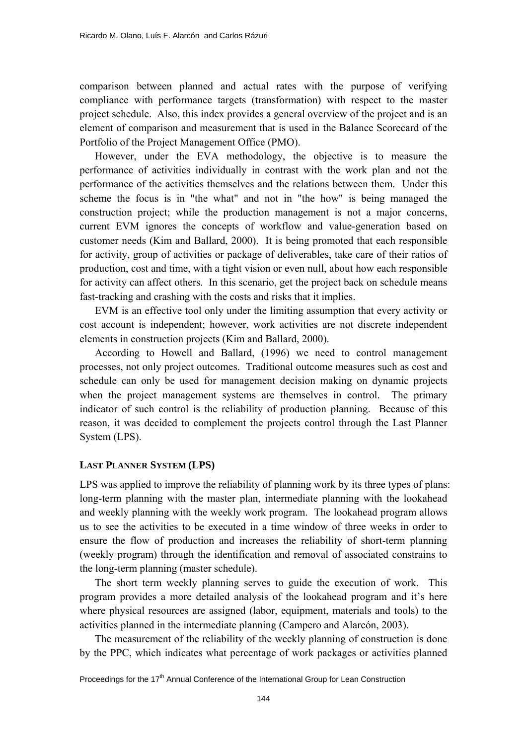comparison between planned and actual rates with the purpose of verifying compliance with performance targets (transformation) with respect to the master project schedule. Also, this index provides a general overview of the project and is an element of comparison and measurement that is used in the Balance Scorecard of the Portfolio of the Project Management Office (PMO).

However, under the EVA methodology, the objective is to measure the performance of activities individually in contrast with the work plan and not the performance of the activities themselves and the relations between them. Under this scheme the focus is in "the what" and not in "the how" is being managed the construction project; while the production management is not a major concerns, current EVM ignores the concepts of workflow and value-generation based on customer needs (Kim and Ballard, 2000). It is being promoted that each responsible for activity, group of activities or package of deliverables, take care of their ratios of production, cost and time, with a tight vision or even null, about how each responsible for activity can affect others. In this scenario, get the project back on schedule means fast-tracking and crashing with the costs and risks that it implies.

EVM is an effective tool only under the limiting assumption that every activity or cost account is independent; however, work activities are not discrete independent elements in construction projects (Kim and Ballard, 2000).

According to Howell and Ballard, (1996) we need to control management processes, not only project outcomes. Traditional outcome measures such as cost and schedule can only be used for management decision making on dynamic projects when the project management systems are themselves in control. The primary indicator of such control is the reliability of production planning. Because of this reason, it was decided to complement the projects control through the Last Planner System (LPS).

## LAST PLANNER SYSTEM (LPS)

LPS was applied to improve the reliability of planning work by its three types of plans: long-term planning with the master plan, intermediate planning with the lookahead and weekly planning with the weekly work program. The lookahead program allows us to see the activities to be executed in a time window of three weeks in order to ensure the flow of production and increases the reliability of short-term planning (weekly program) through the identification and removal of associated constrains to the long-term planning (master schedule).

The short term weekly planning serves to guide the execution of work. This program provides a more detailed analysis of the lookahead program and it's here where physical resources are assigned (labor, equipment, materials and tools) to the activities planned in the intermediate planning (Campero and Alarcón, 2003).

The measurement of the reliability of the weekly planning of construction is done by the PPC, which indicates what percentage of work packages or activities planned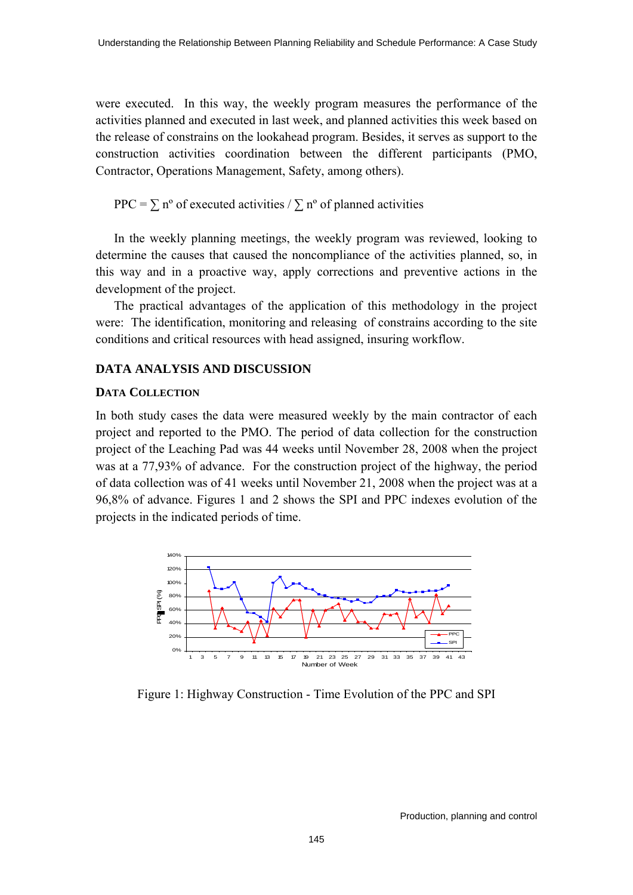were executed. In this way, the weekly program measures the performance of the activities planned and executed in last week, and planned activities this week based on the release of constrains on the lookahead program. Besides, it serves as support to the construction activities coordination between the different participants (PMO, Contractor, Operations Management, Safety, among others).

$$PPC = \sum n^{o} \text{ of executed activities} / \sum n^{o} \text{ of planned activities}$$

In the weekly planning meetings, the weekly program was reviewed, looking to determine the causes that caused the noncompliance of the activities planned, so, in this way and in a proactive way, apply corrections and preventive actions in the development of the project.

The practical advantages of the application of this methodology in the project were: The identification, monitoring and releasing of constrains according to the site conditions and critical resources with head assigned, insuring workflow.

## DATA ANALYSIS AND DISCUSSION

### DATA COLLECTION

In both study cases the data were measured weekly by the main contractor of each project and reported to the PMO. The period of data collection for the construction project of the Leaching Pad was 44 weeks until November 28, 2008 when the project was at a 77,93% of advance. For the construction project of the highway, the period of data collection was of 41 weeks until November 21, 2008 when the project was at a 96,8% of advance. Figures 1 and 2 shows the SPI and PPC indexes evolution of the projects in the indicated periods of time.

Figure 1: Highway Construction - Time Evolution of the PPC and SPI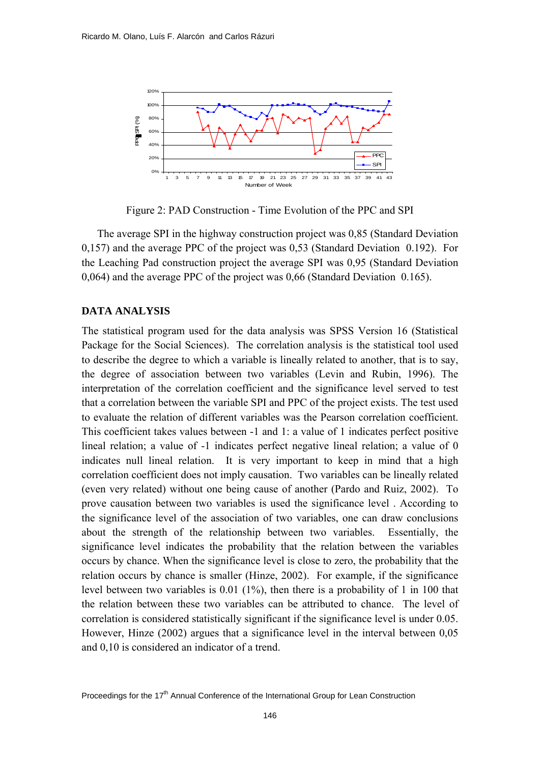Figure 2: PAD Construction - Time Evolution of the PPC and SPI

The average SPI in the highway construction project was 0,85 (Standard Deviation 0,157) and the average PPC of the project was 0,53 (Standard Deviation 0.192). For the Leaching Pad construction project the average SPI was 0,95 (Standard Deviation 0,064) and the average PPC of the project was 0,66 (Standard Deviation 0.165).

## DATA ANALYSIS

The statistical program used for the data analysis was SPSS Version 16 (Statistical Package for the Social Sciences). The correlation analysis is the statistical tool used to describe the degree to which a variable is lineally related to another, that is to say, the degree of association between two variables (Levin and Rubin, 1996). The interpretation of the correlation coefficient and the significance level served to test that a correlation between the variable SPI and PPC of the project exists. The test used to evaluate the relation of different variables was the Pearson correlation coefficient. This coefficient takes values between -1 and 1: a value of 1 indicates perfect positive lineal relation; a value of -1 indicates perfect negative lineal relation; a value of 0 indicates null lineal relation. It is very important to keep in mind that a high correlation coefficient does not imply causation. Two variables can be lineally related (even very related) without one being cause of another (Pardo and Ruiz, 2002). To prove causation between two variables is used the significance level . According to the significance level of the association of two variables, one can draw conclusions about the strength of the relationship between two variables. Essentially, the significance level indicates the probability that the relation between the variables occurs by chance. When the significance level is close to zero, the probability that the relation occurs by chance is smaller (Hinze, 2002). For example, if the significance level between two variables is 0.01 (1%), then there is a probability of 1 in 100 that the relation between these two variables can be attributed to chance. The level of correlation is considered statistically significant if the significance level is under 0.05. However, Hinze (2002) argues that a significance level in the interval between 0,05 and 0,10 is considered an indicator of a trend.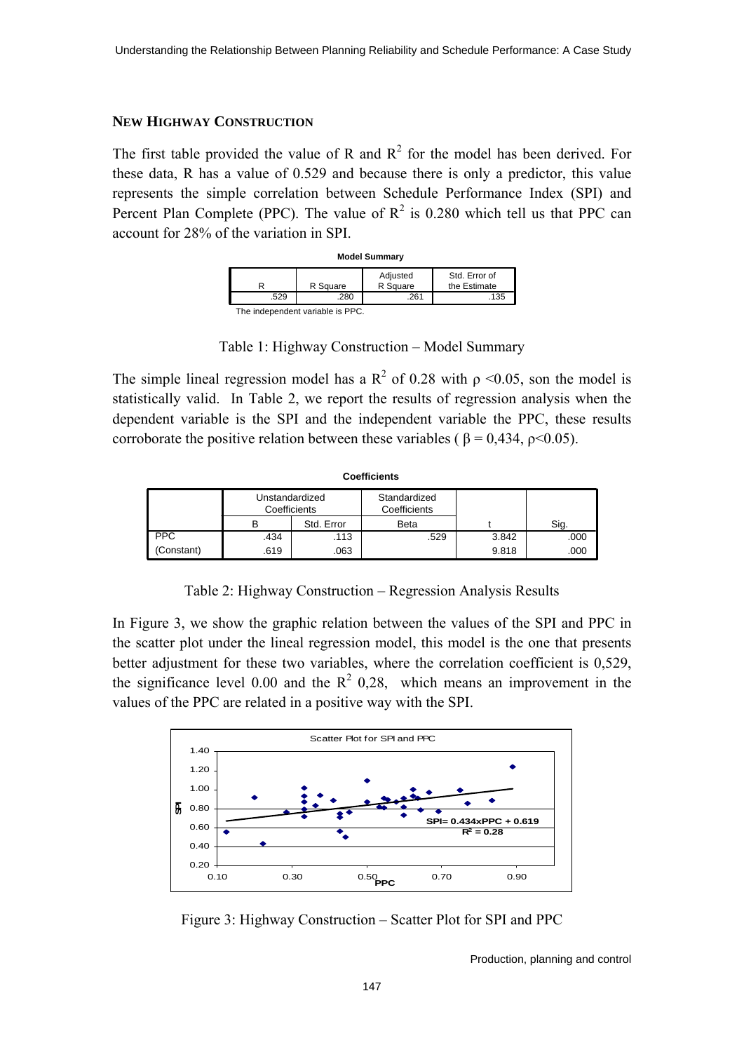## NEW HIGHWAY CONSTRUCTION

The first table provided the value of R and $R^2$ for the model has been derived. For these data, R has a value of 0.529 and because there is only a predictor, this value represents the simple correlation between Schedule Performance Index (SPI) and Percent Plan Complete (PPC). The value of $R^2$ is 0.280 which tell us that PPC can account for 28% of the variation in SPI.

**Model Summary**

| R | R Square | Adjusted R Square | Std. Error of the Estimate |
|---|---|---|---|
| .529 | .280 | .261 | .135 |

The independent variable is PPC.

Table 1: Highway Construction – Model Summary

The simple lineal regression model has a $R^2$ of 0.28 with $\rho < 0.05$, son the model is statistically valid. In Table 2, we report the results of regression analysis when the dependent variable is the SPI and the independent variable the PPC, these results corroborate the positive relation between these variables ( $\beta = 0{,}434$, $\rho < 0.05$).

**Coefficients**

| | Unstandardized Coefficients | | Standardized Coefficients | | |
|---|---|---|---|---|---|
| | B | Std. Error | Beta | t | Sig. |
| PPC | .434 | .113 | .529 | 3.842 | .000 |
| (Constant) | .619 | .063 | | 9.818 | .000 |

Table 2: Highway Construction – Regression Analysis Results

In Figure 3, we show the graphic relation between the values of the SPI and PPC in the scatter plot under the lineal regression model, this model is the one that presents better adjustment for these two variables, where the correlation coefficient is 0,529, the significance level 0.00 and the $R^2$ 0,28, which means an improvement in the values of the PPC are related in a positive way with the SPI.

Figure 3: Highway Construction – Scatter Plot for SPI and PPC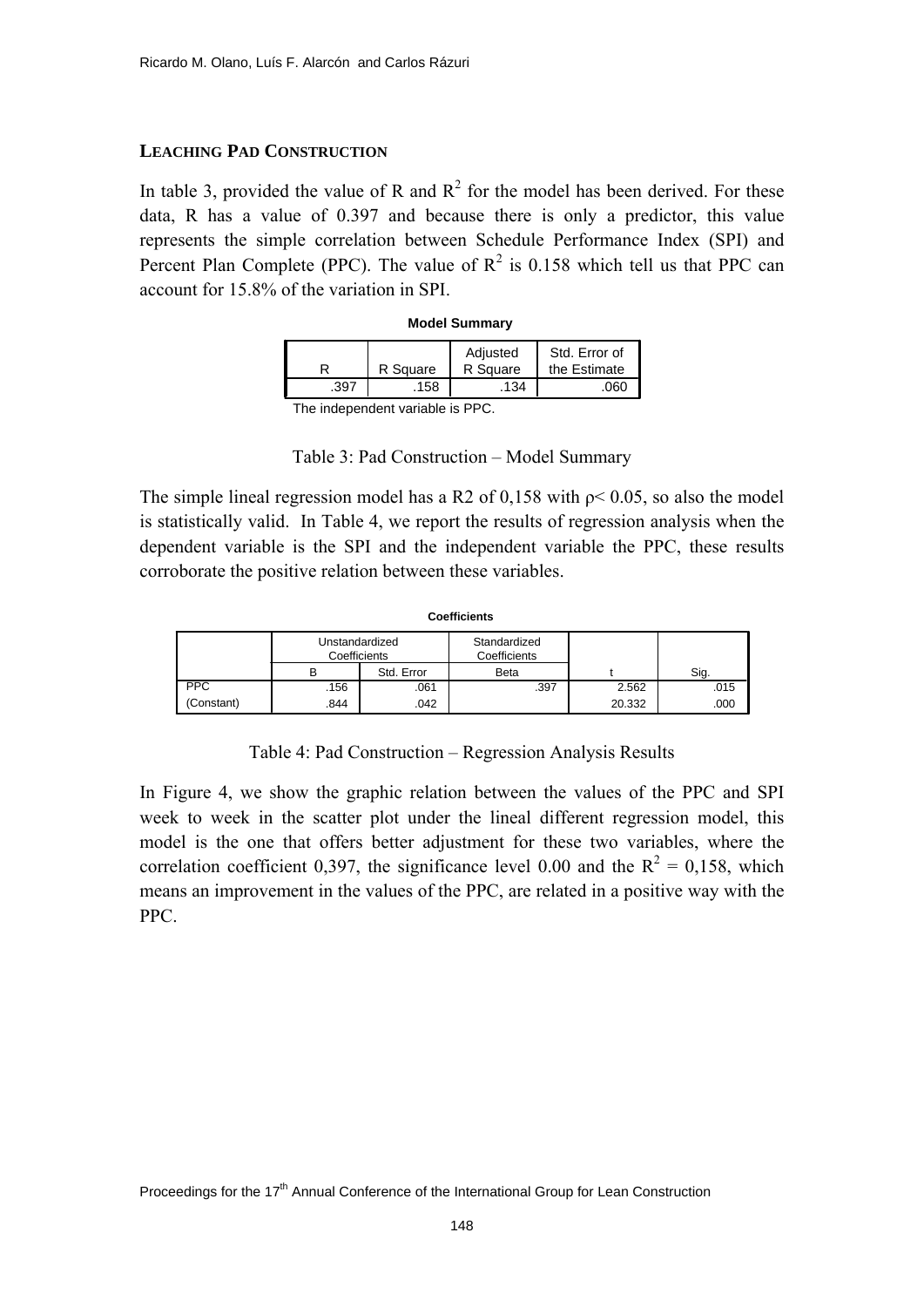### LEACHING PAD CONSTRUCTION

In table 3, provided the value of R and $R^2$ for the model has been derived. For these data, R has a value of 0.397 and because there is only a predictor, this value represents the simple correlation between Schedule Performance Index (SPI) and Percent Plan Complete (PPC). The value of $R^2$ is 0.158 which tell us that PPC can account for 15.8% of the variation in SPI.

**Model Summary**

| R | R Square | Adjusted R Square | Std. Error of the Estimate |
|---|---|---|---|
| .397 | .158 | .134 | .060 |

The independent variable is PPC.

Table 3: Pad Construction – Model Summary

The simple lineal regression model has a R2 of 0,158 with $\rho < 0.05$, so also the model is statistically valid. In Table 4, we report the results of regression analysis when the dependent variable is the SPI and the independent variable the PPC, these results corroborate the positive relation between these variables.

**Coefficients**

| | Unstandardized Coefficients | | Standardized Coefficients | | |
|---|---|---|---|---|---|
| | B | Std. Error | Beta | t | Sig. |
| PPC | .156 | .061 | .397 | 2.562 | .015 |
| (Constant) | .844 | .042 | | 20.332 | .000 |

Table 4: Pad Construction – Regression Analysis Results

In Figure 4, we show the graphic relation between the values of the PPC and SPI week to week in the scatter plot under the lineal different regression model, this model is the one that offers better adjustment for these two variables, where the correlation coefficient 0,397, the significance level 0.00 and the $R^2 = 0{,}158$, which means an improvement in the values of the PPC, are related in a positive way with the PPC.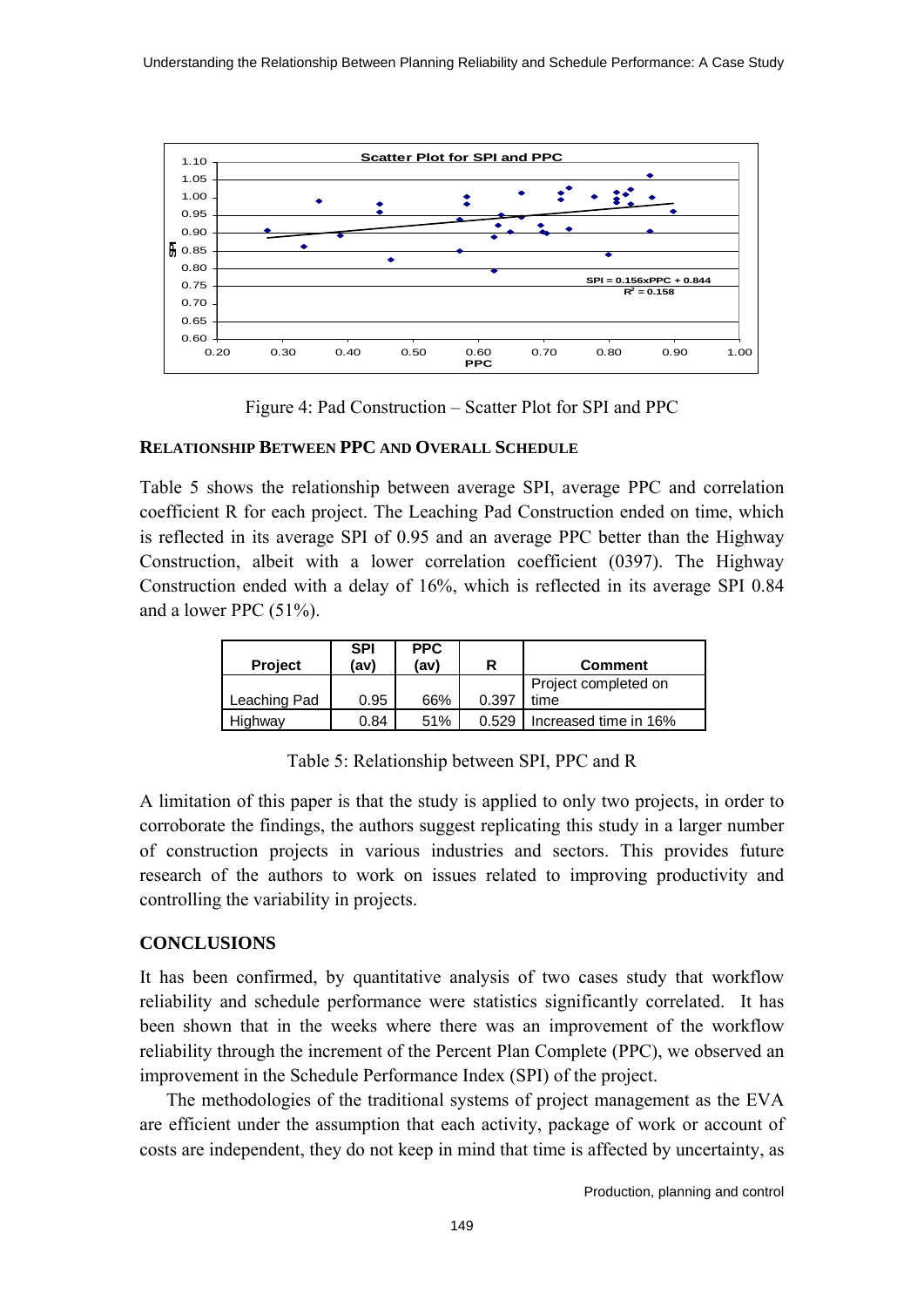Figure 4: Pad Construction – Scatter Plot for SPI and PPC

**RELATIONSHIP BETWEEN PPC AND OVERALL SCHEDULE**

Table 5 shows the relationship between average SPI, average PPC and correlation coefficient R for each project. The Leaching Pad Construction ended on time, which is reflected in its average SPI of 0.95 and an average PPC better than the Highway Construction, albeit with a lower correlation coefficient (0397). The Highway Construction ended with a delay of 16%, which is reflected in its average SPI 0.84 and a lower PPC (51%).

| Project | SPI (av) | PPC (av) | R | Comment |
|---|---|---|---|---|
| Leaching Pad | 0.95 | 66% | 0.397 | Project completed on time |
| Highway | 0.84 | 51% | 0.529 | Increased time in 16% |

Table 5: Relationship between SPI, PPC and R

A limitation of this paper is that the study is applied to only two projects, in order to corroborate the findings, the authors suggest replicating this study in a larger number of construction projects in various industries and sectors. This provides future research of the authors to work on issues related to improving productivity and controlling the variability in projects.

**CONCLUSIONS**

It has been confirmed, by quantitative analysis of two cases study that workflow reliability and schedule performance were statistics significantly correlated. It has been shown that in the weeks where there was an improvement of the workflow reliability through the increment of the Percent Plan Complete (PPC), we observed an improvement in the Schedule Performance Index (SPI) of the project.

The methodologies of the traditional systems of project management as the EVA are efficient under the assumption that each activity, package of work or account of costs are independent, they do not keep in mind that time is affected by uncertainty, as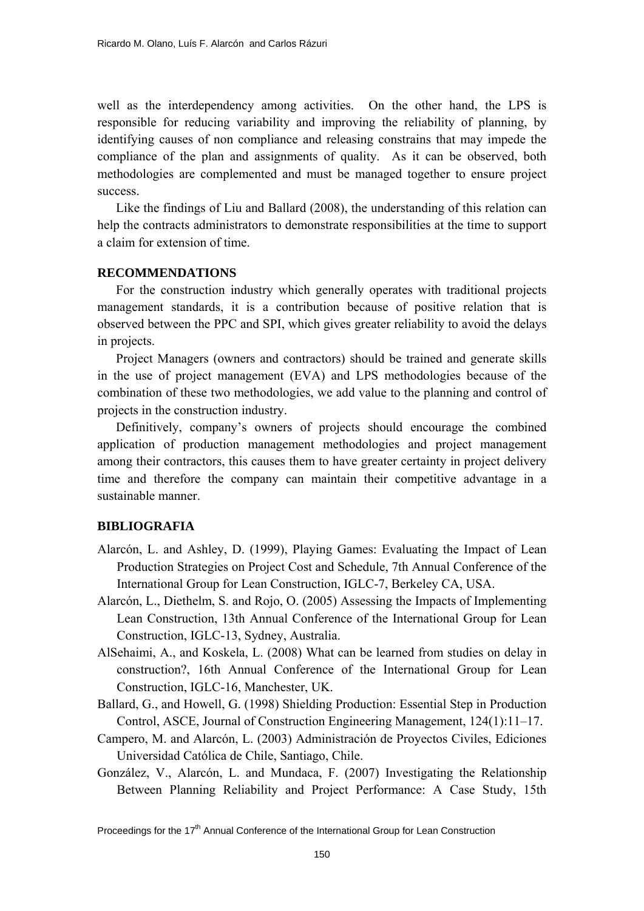well as the interdependency among activities. On the other hand, the LPS is responsible for reducing variability and improving the reliability of planning, by identifying causes of non compliance and releasing constrains that may impede the compliance of the plan and assignments of quality. As it can be observed, both methodologies are complemented and must be managed together to ensure project success.

Like the findings of Liu and Ballard (2008), the understanding of this relation can help the contracts administrators to demonstrate responsibilities at the time to support a claim for extension of time.

## RECOMMENDATIONS

For the construction industry which generally operates with traditional projects management standards, it is a contribution because of positive relation that is observed between the PPC and SPI, which gives greater reliability to avoid the delays in projects.

Project Managers (owners and contractors) should be trained and generate skills in the use of project management (EVA) and LPS methodologies because of the combination of these two methodologies, we add value to the planning and control of projects in the construction industry.

Definitively, company's owners of projects should encourage the combined application of production management methodologies and project management among their contractors, this causes them to have greater certainty in project delivery time and therefore the company can maintain their competitive advantage in a sustainable manner.

## BIBLIOGRAFIA

Alarcón, L. and Ashley, D. (1999), Playing Games: Evaluating the Impact of Lean Production Strategies on Project Cost and Schedule, 7th Annual Conference of the International Group for Lean Construction, IGLC-7, Berkeley CA, USA.

Alarcón, L., Diethelm, S. and Rojo, O. (2005) Assessing the Impacts of Implementing Lean Construction, 13th Annual Conference of the International Group for Lean Construction, IGLC-13, Sydney, Australia.

AlSehaimi, A., and Koskela, L. (2008) What can be learned from studies on delay in construction?, 16th Annual Conference of the International Group for Lean Construction, IGLC-16, Manchester, UK.

Ballard, G., and Howell, G. (1998) Shielding Production: Essential Step in Production Control, ASCE, Journal of Construction Engineering Management, 124(1):11–17.

Campero, M. and Alarcón, L. (2003) Administración de Proyectos Civiles, Ediciones Universidad Católica de Chile, Santiago, Chile.

González, V., Alarcón, L. and Mundaca, F. (2007) Investigating the Relationship Between Planning Reliability and Project Performance: A Case Study, 15th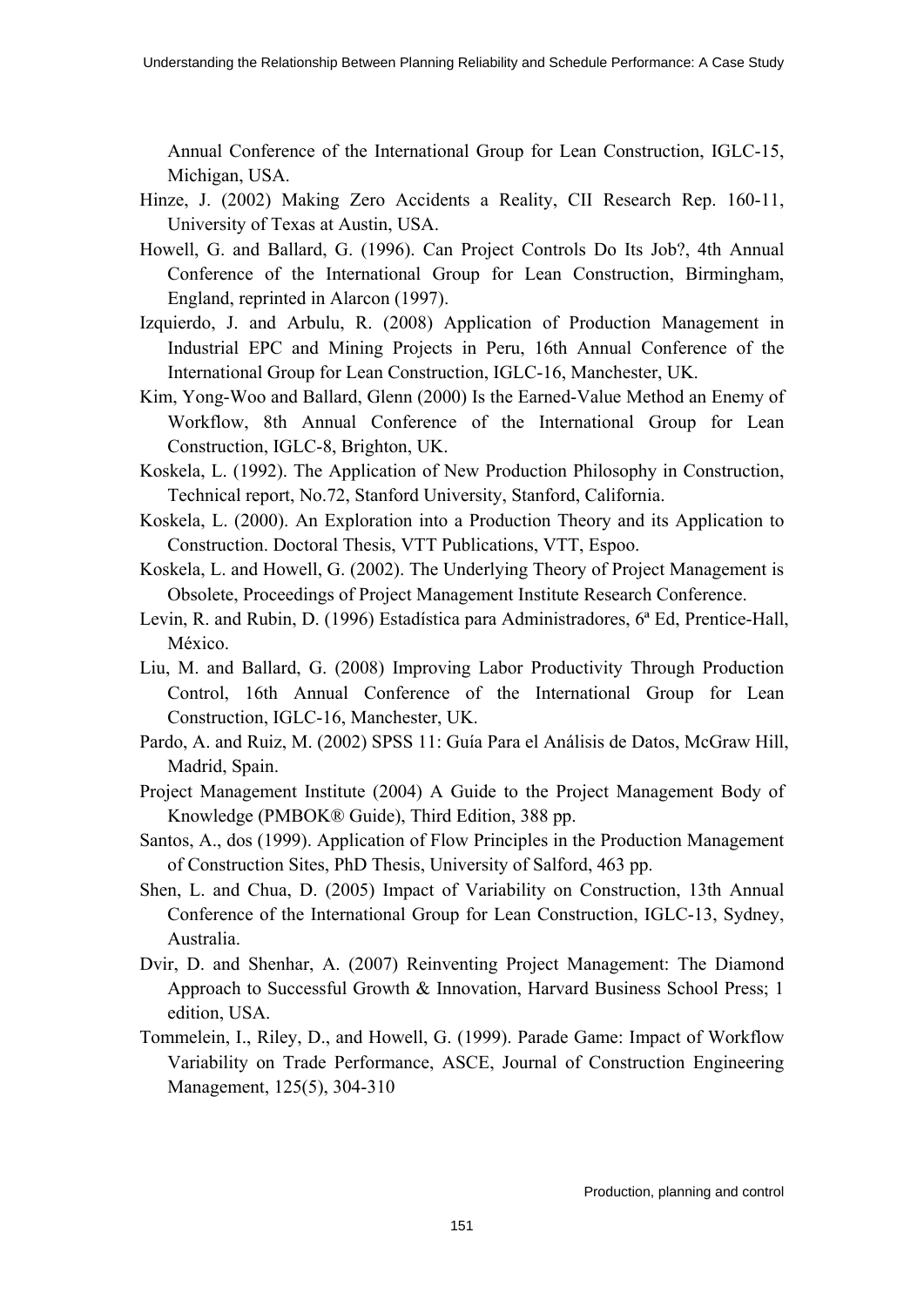Annual Conference of the International Group for Lean Construction, IGLC-15, Michigan, USA.

Hinze, J. (2002) Making Zero Accidents a Reality, CII Research Rep. 160-11, University of Texas at Austin, USA.

Howell, G. and Ballard, G. (1996). Can Project Controls Do Its Job?, 4th Annual Conference of the International Group for Lean Construction, Birmingham, England, reprinted in Alarcon (1997).

Izquierdo, J. and Arbulu, R. (2008) Application of Production Management in Industrial EPC and Mining Projects in Peru, 16th Annual Conference of the International Group for Lean Construction, IGLC-16, Manchester, UK.

Kim, Yong-Woo and Ballard, Glenn (2000) Is the Earned-Value Method an Enemy of Workflow, 8th Annual Conference of the International Group for Lean Construction, IGLC-8, Brighton, UK.

Koskela, L. (1992). The Application of New Production Philosophy in Construction, Technical report, No.72, Stanford University, Stanford, California.

Koskela, L. (2000). An Exploration into a Production Theory and its Application to Construction. Doctoral Thesis, VTT Publications, VTT, Espoo.

Koskela, L. and Howell, G. (2002). The Underlying Theory of Project Management is Obsolete, Proceedings of Project Management Institute Research Conference.

Levin, R. and Rubin, D. (1996) Estadística para Administradores, 6ª Ed, Prentice-Hall, México.

Liu, M. and Ballard, G. (2008) Improving Labor Productivity Through Production Control, 16th Annual Conference of the International Group for Lean Construction, IGLC-16, Manchester, UK.

Pardo, A. and Ruiz, M. (2002) SPSS 11: Guía Para el Análisis de Datos, McGraw Hill, Madrid, Spain.

Project Management Institute (2004) A Guide to the Project Management Body of Knowledge (PMBOK® Guide), Third Edition, 388 pp.

Santos, A., dos (1999). Application of Flow Principles in the Production Management of Construction Sites, PhD Thesis, University of Salford, 463 pp.

Shen, L. and Chua, D. (2005) Impact of Variability on Construction, 13th Annual Conference of the International Group for Lean Construction, IGLC-13, Sydney, Australia.

Dvir, D. and Shenhar, A. (2007) Reinventing Project Management: The Diamond Approach to Successful Growth & Innovation, Harvard Business School Press; 1 edition, USA.

Tommelein, I., Riley, D., and Howell, G. (1999). Parade Game: Impact of Workflow Variability on Trade Performance, ASCE, Journal of Construction Engineering Management, 125(5), 304-310